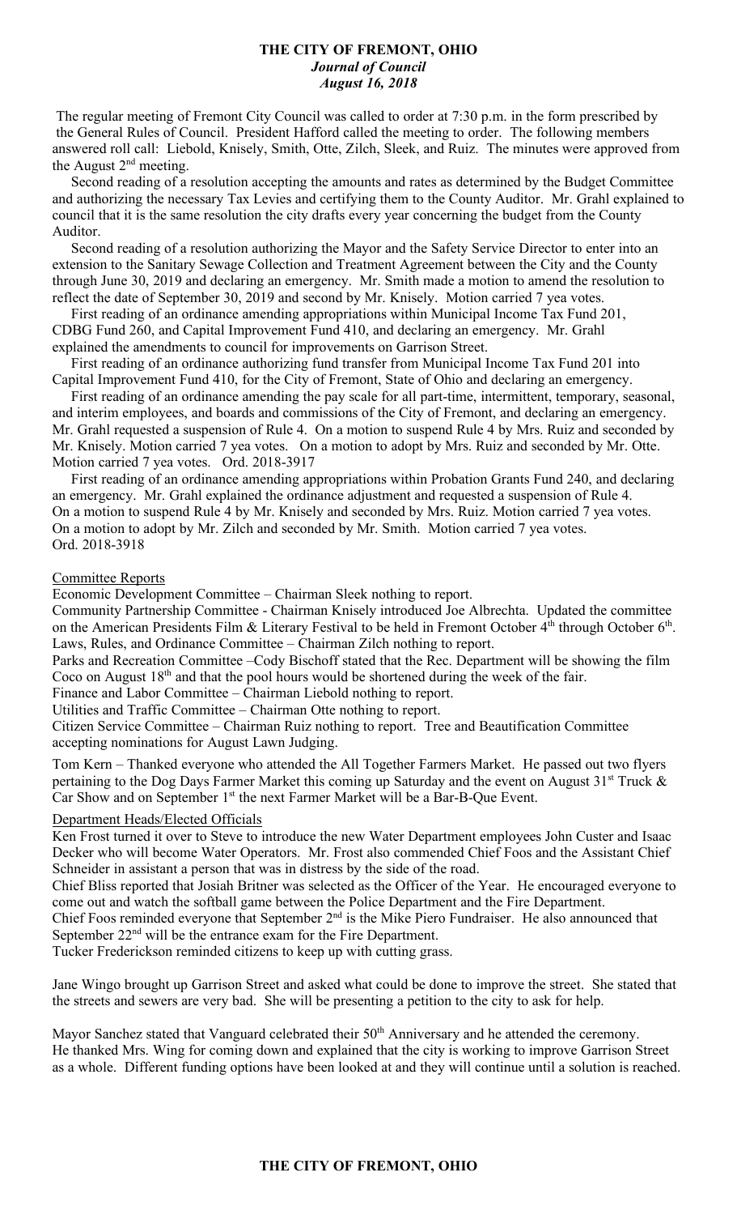# THE CITY OF FREMONT, OHIO

***Journal of Council***

***August 16, 2018***

The regular meeting of Fremont City Council was called to order at 7:30 p.m. in the form prescribed by the General Rules of Council. President Hafford called the meeting to order. The following members answered roll call: Liebold, Knisely, Smith, Otte, Zilch, Sleek, and Ruiz. The minutes were approved from the August 2nd meeting.

Second reading of a resolution accepting the amounts and rates as determined by the Budget Committee and authorizing the necessary Tax Levies and certifying them to the County Auditor. Mr. Grahl explained to council that it is the same resolution the city drafts every year concerning the budget from the County Auditor.

Second reading of a resolution authorizing the Mayor and the Safety Service Director to enter into an extension to the Sanitary Sewage Collection and Treatment Agreement between the City and the County through June 30, 2019 and declaring an emergency. Mr. Smith made a motion to amend the resolution to reflect the date of September 30, 2019 and second by Mr. Knisely. Motion carried 7 yea votes.

First reading of an ordinance amending appropriations within Municipal Income Tax Fund 201, CDBG Fund 260, and Capital Improvement Fund 410, and declaring an emergency. Mr. Grahl explained the amendments to council for improvements on Garrison Street.

First reading of an ordinance authorizing fund transfer from Municipal Income Tax Fund 201 into Capital Improvement Fund 410, for the City of Fremont, State of Ohio and declaring an emergency.

First reading of an ordinance amending the pay scale for all part-time, intermittent, temporary, seasonal, and interim employees, and boards and commissions of the City of Fremont, and declaring an emergency. Mr. Grahl requested a suspension of Rule 4. On a motion to suspend Rule 4 by Mrs. Ruiz and seconded by Mr. Knisely. Motion carried 7 yea votes. On a motion to adopt by Mrs. Ruiz and seconded by Mr. Otte. Motion carried 7 yea votes. Ord. 2018-3917

First reading of an ordinance amending appropriations within Probation Grants Fund 240, and declaring an emergency. Mr. Grahl explained the ordinance adjustment and requested a suspension of Rule 4. On a motion to suspend Rule 4 by Mr. Knisely and seconded by Mrs. Ruiz. Motion carried 7 yea votes. On a motion to adopt by Mr. Zilch and seconded by Mr. Smith. Motion carried 7 yea votes. Ord. 2018-3918

Committee Reports

Economic Development Committee – Chairman Sleek nothing to report.

Community Partnership Committee - Chairman Knisely introduced Joe Albrechta. Updated the committee on the American Presidents Film & Literary Festival to be held in Fremont October 4th through October 6th.

Laws, Rules, and Ordinance Committee – Chairman Zilch nothing to report.

Parks and Recreation Committee –Cody Bischoff stated that the Rec. Department will be showing the film Coco on August 18th and that the pool hours would be shortened during the week of the fair.

Finance and Labor Committee – Chairman Liebold nothing to report.

Utilities and Traffic Committee – Chairman Otte nothing to report.

Citizen Service Committee – Chairman Ruiz nothing to report. Tree and Beautification Committee accepting nominations for August Lawn Judging.

Tom Kern – Thanked everyone who attended the All Together Farmers Market. He passed out two flyers pertaining to the Dog Days Farmer Market this coming up Saturday and the event on August 31st Truck & Car Show and on September 1st the next Farmer Market will be a Bar-B-Que Event.

Department Heads/Elected Officials

Ken Frost turned it over to Steve to introduce the new Water Department employees John Custer and Isaac Decker who will become Water Operators. Mr. Frost also commended Chief Foos and the Assistant Chief Schneider in assistant a person that was in distress by the side of the road.

Chief Bliss reported that Josiah Britner was selected as the Officer of the Year. He encouraged everyone to come out and watch the softball game between the Police Department and the Fire Department.

Chief Foos reminded everyone that September 2nd is the Mike Piero Fundraiser. He also announced that September 22nd will be the entrance exam for the Fire Department.

Tucker Frederickson reminded citizens to keep up with cutting grass.

Jane Wingo brought up Garrison Street and asked what could be done to improve the street. She stated that the streets and sewers are very bad. She will be presenting a petition to the city to ask for help.

Mayor Sanchez stated that Vanguard celebrated their 50th Anniversary and he attended the ceremony. He thanked Mrs. Wing for coming down and explained that the city is working to improve Garrison Street as a whole. Different funding options have been looked at and they will continue until a solution is reached.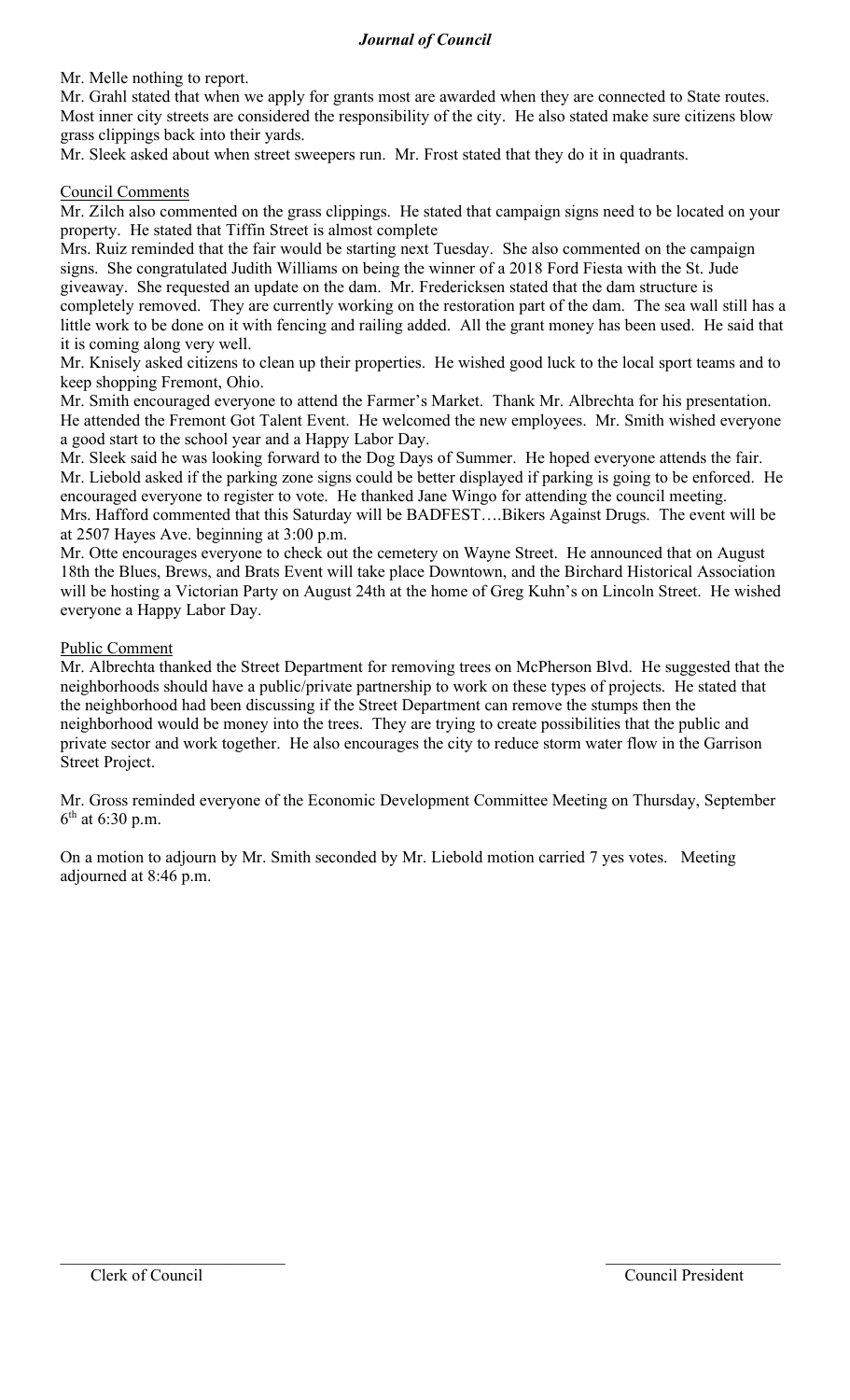Mr. Melle nothing to report.

Mr. Grahl stated that when we apply for grants most are awarded when they are connected to State routes. Most inner city streets are considered the responsibility of the city. He also stated make sure citizens blow grass clippings back into their yards.

Mr. Sleek asked about when street sweepers run. Mr. Frost stated that they do it in quadrants.

## Council Comments

Mr. Zilch also commented on the grass clippings. He stated that campaign signs need to be located on your property. He stated that Tiffin Street is almost complete

Mrs. Ruiz reminded that the fair would be starting next Tuesday. She also commented on the campaign signs. She congratulated Judith Williams on being the winner of a 2018 Ford Fiesta with the St. Jude giveaway. She requested an update on the dam. Mr. Fredericksen stated that the dam structure is completely removed. They are currently working on the restoration part of the dam. The sea wall still has a little work to be done on it with fencing and railing added. All the grant money has been used. He said that it is coming along very well.

Mr. Knisely asked citizens to clean up their properties. He wished good luck to the local sport teams and to keep shopping Fremont, Ohio.

Mr. Smith encouraged everyone to attend the Farmer's Market. Thank Mr. Albrechta for his presentation. He attended the Fremont Got Talent Event. He welcomed the new employees. Mr. Smith wished everyone a good start to the school year and a Happy Labor Day.

Mr. Sleek said he was looking forward to the Dog Days of Summer. He hoped everyone attends the fair.

Mr. Liebold asked if the parking zone signs could be better displayed if parking is going to be enforced. He encouraged everyone to register to vote. He thanked Jane Wingo for attending the council meeting.

Mrs. Hafford commented that this Saturday will be BADFEST….Bikers Against Drugs. The event will be at 2507 Hayes Ave. beginning at 3:00 p.m.

Mr. Otte encourages everyone to check out the cemetery on Wayne Street. He announced that on August 18th the Blues, Brews, and Brats Event will take place Downtown, and the Birchard Historical Association will be hosting a Victorian Party on August 24th at the home of Greg Kuhn's on Lincoln Street. He wished everyone a Happy Labor Day.

## Public Comment

Mr. Albrechta thanked the Street Department for removing trees on McPherson Blvd. He suggested that the neighborhoods should have a public/private partnership to work on these types of projects. He stated that the neighborhood had been discussing if the Street Department can remove the stumps then the neighborhood would be money into the trees. They are trying to create possibilities that the public and private sector and work together. He also encourages the city to reduce storm water flow in the Garrison Street Project.

Mr. Gross reminded everyone of the Economic Development Committee Meeting on Thursday, September 6th at 6:30 p.m.

On a motion to adjourn by Mr. Smith seconded by Mr. Liebold motion carried 7 yes votes. Meeting adjourned at 8:46 p.m.

\_\_\_\_\_\_\_\_\_\_\_\_\_\_\_\_\_\_\_\_\_\_\_\_\_\_\_\_\_\_\_\_
Clerk of Council

\_\_\_\_\_\_\_\_\_\_\_\_\_\_\_\_\_\_\_\_\_\_\_\_\_\_\_\_\_\_\_\_
Council President